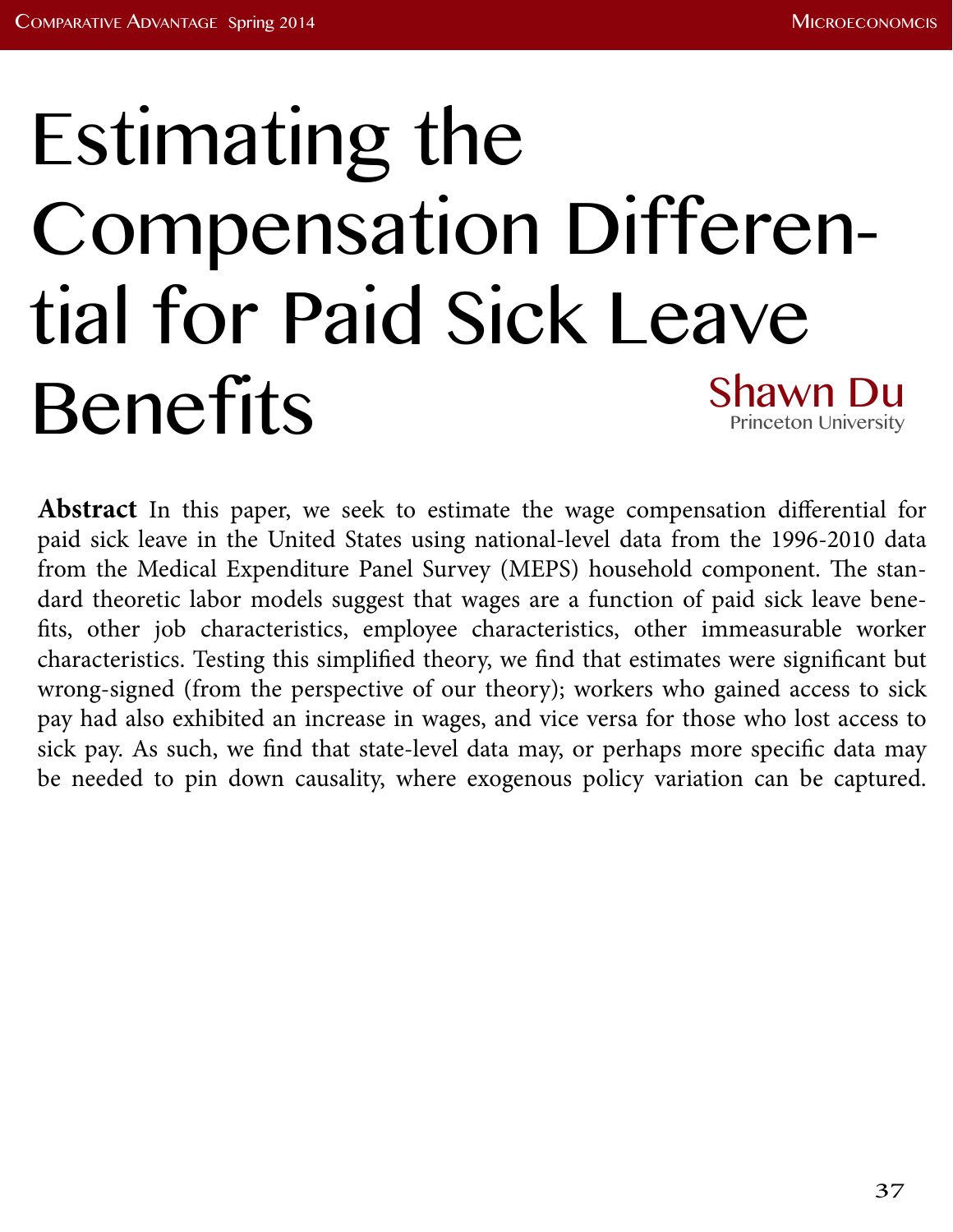# Estimating the Compensation Differential for Paid Sick Leave Benefits

**Shawn Du**
Princeton University

**Abstract** In this paper, we seek to estimate the wage compensation differential for paid sick leave in the United States using national-level data from the 1996-2010 data from the Medical Expenditure Panel Survey (MEPS) household component. The standard theoretic labor models suggest that wages are a function of paid sick leave benefits, other job characteristics, employee characteristics, other immeasurable worker characteristics. Testing this simplified theory, we find that estimates were significant but wrong-signed (from the perspective of our theory); workers who gained access to sick pay had also exhibited an increase in wages, and vice versa for those who lost access to sick pay. As such, we find that state-level data may, or perhaps more specific data may be needed to pin down causality, where exogenous policy variation can be captured.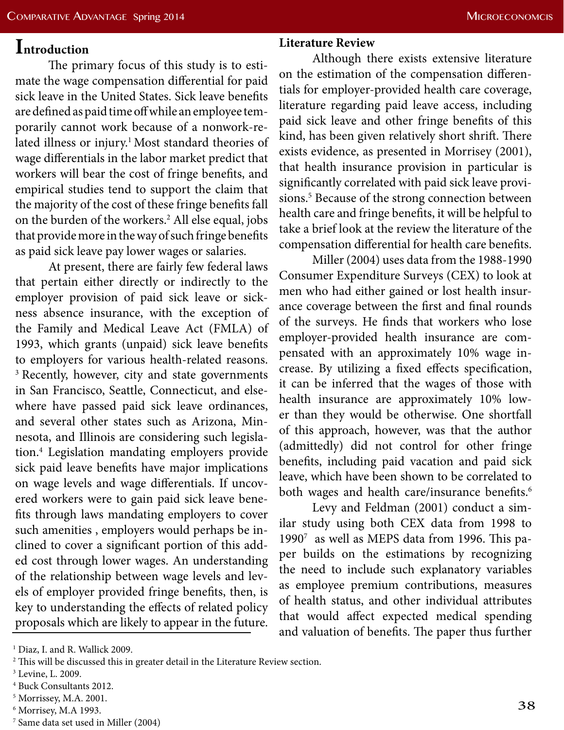# Introduction

The primary focus of this study is to estimate the wage compensation differential for paid sick leave in the United States. Sick leave benefits are defined as paid time off while an employee temporarily cannot work because of a nonwork-related illness or injury.[1] Most standard theories of wage differentials in the labor market predict that workers will bear the cost of fringe benefits, and empirical studies tend to support the claim that the majority of the cost of these fringe benefits fall on the burden of the workers.[2] All else equal, jobs that provide more in the way of such fringe benefits as paid sick leave pay lower wages or salaries.

At present, there are fairly few federal laws that pertain either directly or indirectly to the employer provision of paid sick leave or sickness absence insurance, with the exception of the Family and Medical Leave Act (FMLA) of 1993, which grants (unpaid) sick leave benefits to employers for various health-related reasons.[3] Recently, however, city and state governments in San Francisco, Seattle, Connecticut, and elsewhere have passed paid sick leave ordinances, and several other states such as Arizona, Minnesota, and Illinois are considering such legislation.[4] Legislation mandating employers provide sick paid leave benefits have major implications on wage levels and wage differentials. If uncovered workers were to gain paid sick leave benefits through laws mandating employers to cover such amenities , employers would perhaps be inclined to cover a significant portion of this added cost through lower wages. An understanding of the relationship between wage levels and levels of employer provided fringe benefits, then, is key to understanding the effects of related policy proposals which are likely to appear in the future.

**Literature Review**

Although there exists extensive literature on the estimation of the compensation differentials for employer-provided health care coverage, literature regarding paid leave access, including paid sick leave and other fringe benefits of this kind, has been given relatively short shrift. There exists evidence, as presented in Morrisey (2001), that health insurance provision in particular is significantly correlated with paid sick leave provisions.[5] Because of the strong connection between health care and fringe benefits, it will be helpful to take a brief look at the review the literature of the compensation differential for health care benefits.

Miller (2004) uses data from the 1988-1990 Consumer Expenditure Surveys (CEX) to look at men who had either gained or lost health insurance coverage between the first and final rounds of the surveys. He finds that workers who lose employer-provided health insurance are compensated with an approximately 10% wage increase. By utilizing a fixed effects specification, it can be inferred that the wages of those with health insurance are approximately 10% lower than they would be otherwise. One shortfall of this approach, however, was that the author (admittedly) did not control for other fringe benefits, including paid vacation and paid sick leave, which have been shown to be correlated to both wages and health care/insurance benefits.[6]

Levy and Feldman (2001) conduct a similar study using both CEX data from 1998 to 1990[7] as well as MEPS data from 1996. This paper builds on the estimations by recognizing the need to include such explanatory variables as employee premium contributions, measures of health status, and other individual attributes that would affect expected medical spending and valuation of benefits. The paper thus further

---

[1] Diaz, I. and R. Wallick 2009.

[2] This will be discussed this in greater detail in the Literature Review section.

[3] Levine, L. 2009.

[4] Buck Consultants 2012.

[5] Morrissey, M.A. 2001.

[6] Morrisey, M.A 1993.

[7] Same data set used in Miller (2004)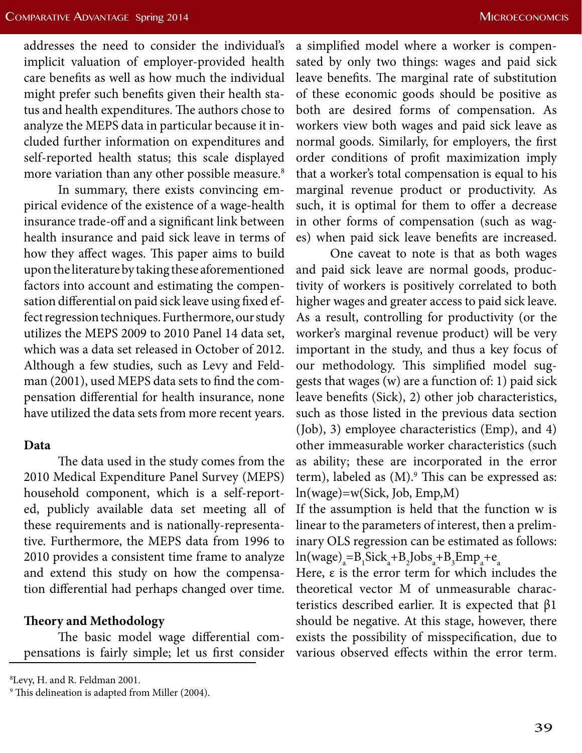addresses the need to consider the individual's implicit valuation of employer-provided health care benefits as well as how much the individual might prefer such benefits given their health status and health expenditures. The authors chose to analyze the MEPS data in particular because it included further information on expenditures and self-reported health status; this scale displayed more variation than any other possible measure.[8]

In summary, there exists convincing empirical evidence of the existence of a wage-health insurance trade-off and a significant link between health insurance and paid sick leave in terms of how they affect wages. This paper aims to build upon the literature by taking these aforementioned factors into account and estimating the compensation differential on paid sick leave using fixed effect regression techniques. Furthermore, our study utilizes the MEPS 2009 to 2010 Panel 14 data set, which was a data set released in October of 2012. Although a few studies, such as Levy and Feldman (2001), used MEPS data sets to find the compensation differential for health insurance, none have utilized the data sets from more recent years.

**Data**

The data used in the study comes from the 2010 Medical Expenditure Panel Survey (MEPS) household component, which is a self-reported, publicly available data set meeting all of these requirements and is nationally-representative. Furthermore, the MEPS data from 1996 to 2010 provides a consistent time frame to analyze and extend this study on how the compensation differential had perhaps changed over time.

**Theory and Methodology**

The basic model wage differential compensations is fairly simple; let us first consider a simplified model where a worker is compensated by only two things: wages and paid sick leave benefits. The marginal rate of substitution of these economic goods should be positive as both are desired forms of compensation. As workers view both wages and paid sick leave as normal goods. Similarly, for employers, the first order conditions of profit maximization imply that a worker's total compensation is equal to his marginal revenue product or productivity. As such, it is optimal for them to offer a decrease in other forms of compensation (such as wages) when paid sick leave benefits are increased.

One caveat to note is that as both wages and paid sick leave are normal goods, productivity of workers is positively correlated to both higher wages and greater access to paid sick leave. As a result, controlling for productivity (or the worker's marginal revenue product) will be very important in the study, and thus a key focus of our methodology. This simplified model suggests that wages (w) are a function of: 1) paid sick leave benefits (Sick), 2) other job characteristics, such as those listed in the previous data section (Job), 3) employee characteristics (Emp), and 4) other immeasurable worker characteristics (such as ability; these are incorporated in the error term), labeled as (M).[9] This can be expressed as:

$$\ln(wage)=w(Sick, Job, Emp, M)$$

If the assumption is held that the function w is linear to the parameters of interest, then a preliminary OLS regression can be estimated as follows:

$$\ln(wage)_a=B_1 Sick_a+B_2 Jobs_a+B_3 Emp_a+e_a$$

Here, ε is the error term for which includes the theoretical vector M of unmeasurable characteristics described earlier. It is expected that β1 should be negative. At this stage, however, there exists the possibility of misspecification, due to various observed effects within the error term.

---

[8] Levy, H. and R. Feldman 2001.

[9] This delineation is adapted from Miller (2004).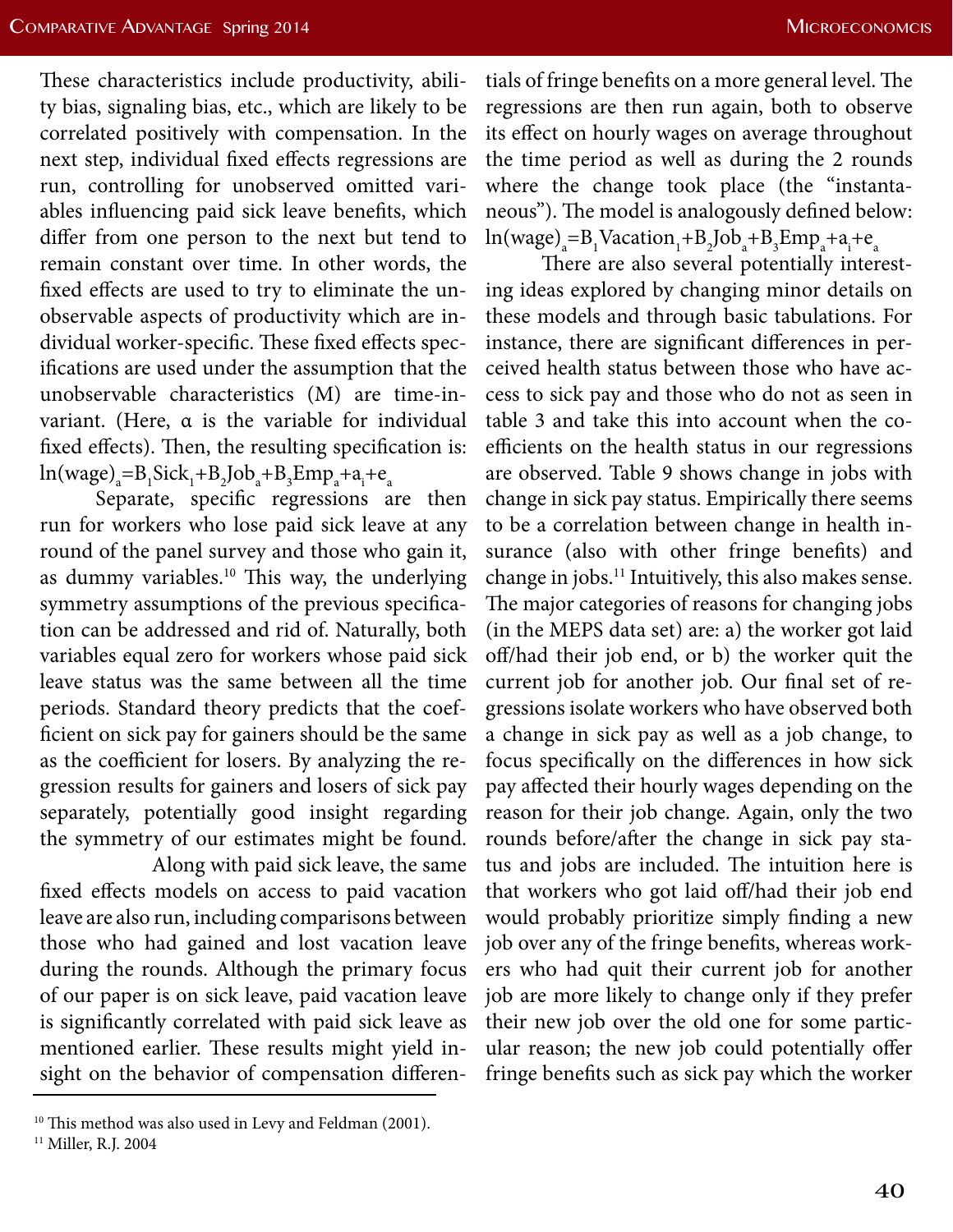These characteristics include productivity, ability bias, signaling bias, etc., which are likely to be correlated positively with compensation. In the next step, individual fixed effects regressions are run, controlling for unobserved omitted variables influencing paid sick leave benefits, which differ from one person to the next but tend to remain constant over time. In other words, the fixed effects are used to try to eliminate the unobservable aspects of productivity which are individual worker-specific. These fixed effects specifications are used under the assumption that the unobservable characteristics (M) are time-invariant. (Here, α is the variable for individual fixed effects). Then, the resulting specification is:

$\ln(\text{wage})_a = B_1\text{Sick}_1 + B_2\text{Job}_a + B_3\text{Emp}_a + a_i + e_a$

Separate, specific regressions are then run for workers who lose paid sick leave at any round of the panel survey and those who gain it, as dummy variables.[10] This way, the underlying symmetry assumptions of the previous specification can be addressed and rid of. Naturally, both variables equal zero for workers whose paid sick leave status was the same between all the time periods. Standard theory predicts that the coefficient on sick pay for gainers should be the same as the coefficient for losers. By analyzing the regression results for gainers and losers of sick pay separately, potentially good insight regarding the symmetry of our estimates might be found.

Along with paid sick leave, the same fixed effects models on access to paid vacation leave are also run, including comparisons between those who had gained and lost vacation leave during the rounds. Although the primary focus of our paper is on sick leave, paid vacation leave is significantly correlated with paid sick leave as mentioned earlier. These results might yield insight on the behavior of compensation differentials of fringe benefits on a more general level. The regressions are then run again, both to observe its effect on hourly wages on average throughout the time period as well as during the 2 rounds where the change took place (the "instantaneous"). The model is analogously defined below:

$\ln(\text{wage})_a = B_1\text{Vacation}_1 + B_2\text{Job}_a + B_3\text{Emp}_a + a_i + e_a$

There are also several potentially interesting ideas explored by changing minor details on these models and through basic tabulations. For instance, there are significant differences in perceived health status between those who have access to sick pay and those who do not as seen in table 3 and take this into account when the coefficients on the health status in our regressions are observed. Table 9 shows change in jobs with change in sick pay status. Empirically there seems to be a correlation between change in health insurance (also with other fringe benefits) and change in jobs.[11] Intuitively, this also makes sense. The major categories of reasons for changing jobs (in the MEPS data set) are: a) the worker got laid off/had their job end, or b) the worker quit the current job for another job. Our final set of regressions isolate workers who have observed both a change in sick pay as well as a job change, to focus specifically on the differences in how sick pay affected their hourly wages depending on the reason for their job change. Again, only the two rounds before/after the change in sick pay status and jobs are included. The intuition here is that workers who got laid off/had their job end would probably prioritize simply finding a new job over any of the fringe benefits, whereas workers who had quit their current job for another job are more likely to change only if they prefer their new job over the old one for some particular reason; the new job could potentially offer fringe benefits such as sick pay which the worker

[10] This method was also used in Levy and Feldman (2001).

[11] Miller, R.J. 2004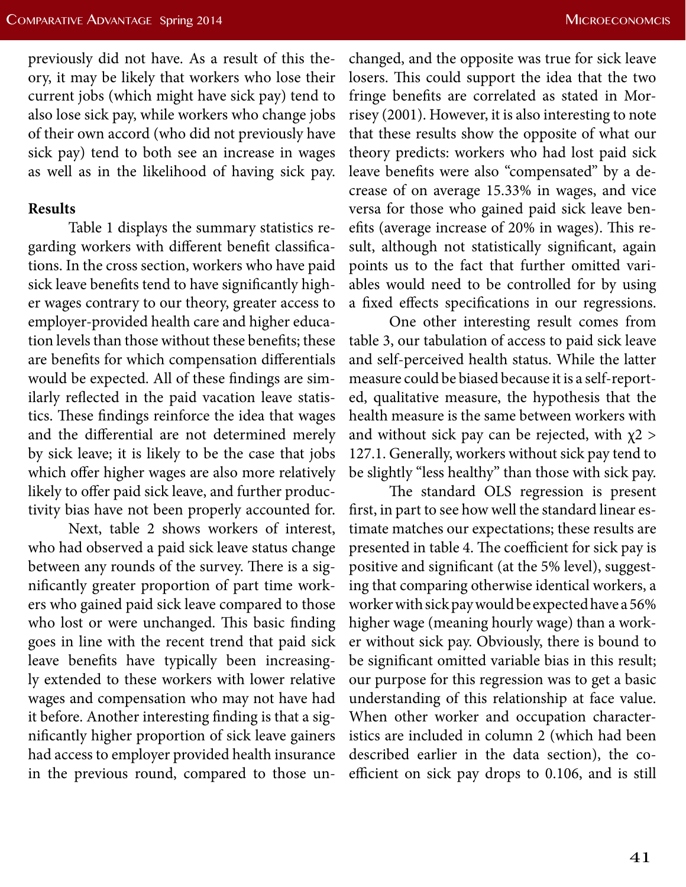previously did not have. As a result of this theory, it may be likely that workers who lose their current jobs (which might have sick pay) tend to also lose sick pay, while workers who change jobs of their own accord (who did not previously have sick pay) tend to both see an increase in wages as well as in the likelihood of having sick pay.

**Results**

Table 1 displays the summary statistics regarding workers with different benefit classifications. In the cross section, workers who have paid sick leave benefits tend to have significantly higher wages contrary to our theory, greater access to employer-provided health care and higher education levels than those without these benefits; these are benefits for which compensation differentials would be expected. All of these findings are similarly reflected in the paid vacation leave statistics. These findings reinforce the idea that wages and the differential are not determined merely by sick leave; it is likely to be the case that jobs which offer higher wages are also more relatively likely to offer paid sick leave, and further productivity bias have not been properly accounted for.

Next, table 2 shows workers of interest, who had observed a paid sick leave status change between any rounds of the survey. There is a significantly greater proportion of part time workers who gained paid sick leave compared to those who lost or were unchanged. This basic finding goes in line with the recent trend that paid sick leave benefits have typically been increasingly extended to these workers with lower relative wages and compensation who may not have had it before. Another interesting finding is that a significantly higher proportion of sick leave gainers had access to employer provided health insurance in the previous round, compared to those unchanged, and the opposite was true for sick leave losers. This could support the idea that the two fringe benefits are correlated as stated in Morrisey (2001). However, it is also interesting to note that these results show the opposite of what our theory predicts: workers who had lost paid sick leave benefits were also "compensated" by a decrease of on average 15.33% in wages, and vice versa for those who gained paid sick leave benefits (average increase of 20% in wages). This result, although not statistically significant, again points us to the fact that further omitted variables would need to be controlled for by using a fixed effects specifications in our regressions.

One other interesting result comes from table 3, our tabulation of access to paid sick leave and self-perceived health status. While the latter measure could be biased because it is a self-reported, qualitative measure, the hypothesis that the health measure is the same between workers with and without sick pay can be rejected, with $\chi 2 > 127.1$. Generally, workers without sick pay tend to be slightly "less healthy" than those with sick pay.

The standard OLS regression is present first, in part to see how well the standard linear estimate matches our expectations; these results are presented in table 4. The coefficient for sick pay is positive and significant (at the 5% level), suggesting that comparing otherwise identical workers, a worker with sick pay would be expected have a 56% higher wage (meaning hourly wage) than a worker without sick pay. Obviously, there is bound to be significant omitted variable bias in this result; our purpose for this regression was to get a basic understanding of this relationship at face value. When other worker and occupation characteristics are included in column 2 (which had been described earlier in the data section), the coefficient on sick pay drops to 0.106, and is still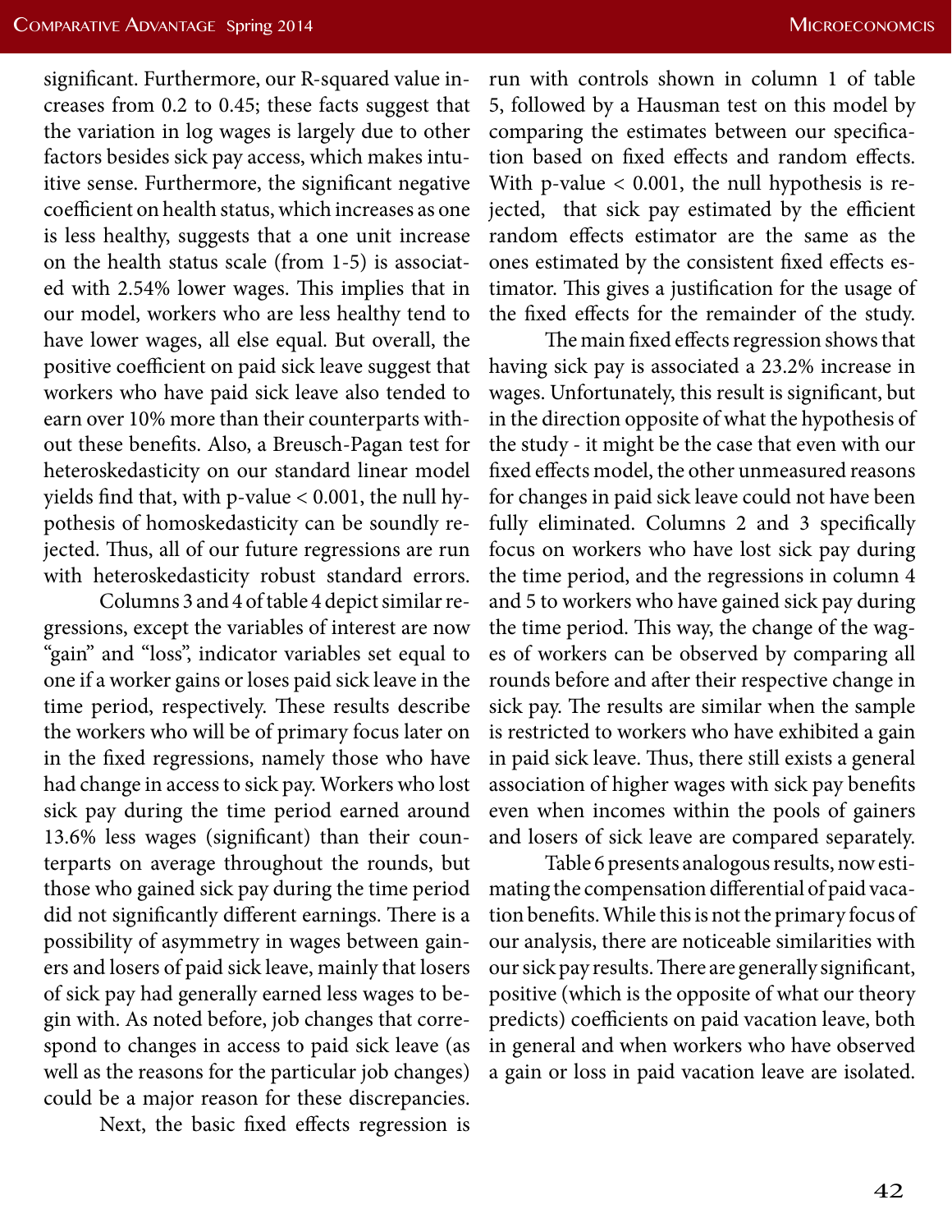significant. Furthermore, our R-squared value increases from 0.2 to 0.45; these facts suggest that the variation in log wages is largely due to other factors besides sick pay access, which makes intuitive sense. Furthermore, the significant negative coefficient on health status, which increases as one is less healthy, suggests that a one unit increase on the health status scale (from 1-5) is associated with 2.54% lower wages. This implies that in our model, workers who are less healthy tend to have lower wages, all else equal. But overall, the positive coefficient on paid sick leave suggest that workers who have paid sick leave also tended to earn over 10% more than their counterparts without these benefits. Also, a Breusch-Pagan test for heteroskedasticity on our standard linear model yields find that, with p-value < 0.001, the null hypothesis of homoskedasticity can be soundly rejected. Thus, all of our future regressions are run with heteroskedasticity robust standard errors.

Columns 3 and 4 of table 4 depict similar regressions, except the variables of interest are now "gain" and "loss", indicator variables set equal to one if a worker gains or loses paid sick leave in the time period, respectively. These results describe the workers who will be of primary focus later on in the fixed regressions, namely those who have had change in access to sick pay. Workers who lost sick pay during the time period earned around 13.6% less wages (significant) than their counterparts on average throughout the rounds, but those who gained sick pay during the time period did not significantly different earnings. There is a possibility of asymmetry in wages between gainers and losers of paid sick leave, mainly that losers of sick pay had generally earned less wages to begin with. As noted before, job changes that correspond to changes in access to paid sick leave (as well as the reasons for the particular job changes) could be a major reason for these discrepancies.

Next, the basic fixed effects regression is run with controls shown in column 1 of table 5, followed by a Hausman test on this model by comparing the estimates between our specification based on fixed effects and random effects. With p-value < 0.001, the null hypothesis is rejected, that sick pay estimated by the efficient random effects estimator are the same as the ones estimated by the consistent fixed effects estimator. This gives a justification for the usage of the fixed effects for the remainder of the study.

The main fixed effects regression shows that having sick pay is associated a 23.2% increase in wages. Unfortunately, this result is significant, but in the direction opposite of what the hypothesis of the study - it might be the case that even with our fixed effects model, the other unmeasured reasons for changes in paid sick leave could not have been fully eliminated. Columns 2 and 3 specifically focus on workers who have lost sick pay during the time period, and the regressions in column 4 and 5 to workers who have gained sick pay during the time period. This way, the change of the wages of workers can be observed by comparing all rounds before and after their respective change in sick pay. The results are similar when the sample is restricted to workers who have exhibited a gain in paid sick leave. Thus, there still exists a general association of higher wages with sick pay benefits even when incomes within the pools of gainers and losers of sick leave are compared separately.

Table 6 presents analogous results, now estimating the compensation differential of paid vacation benefits. While this is not the primary focus of our analysis, there are noticeable similarities with our sick pay results. There are generally significant, positive (which is the opposite of what our theory predicts) coefficients on paid vacation leave, both in general and when workers who have observed a gain or loss in paid vacation leave are isolated.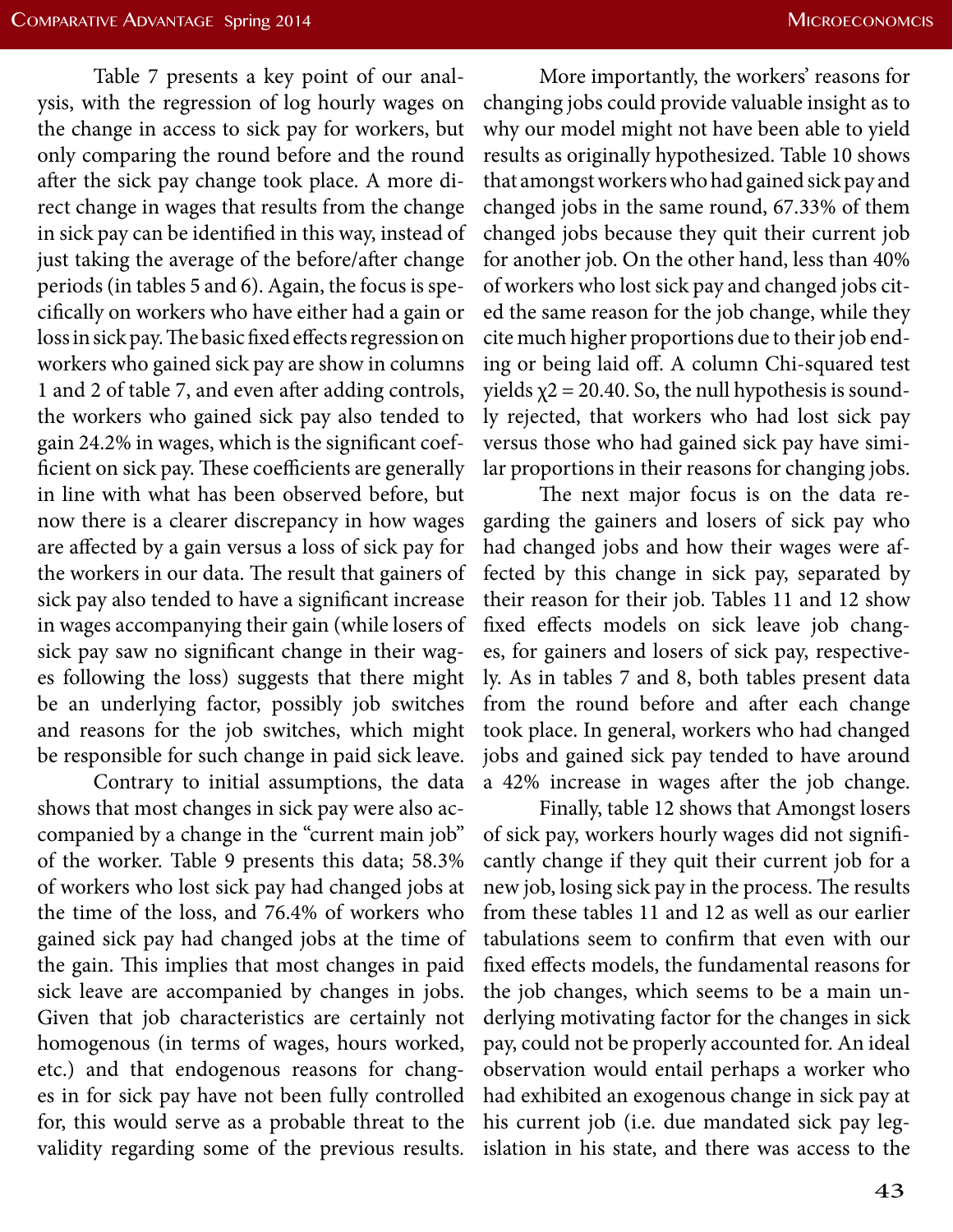Table 7 presents a key point of our analysis, with the regression of log hourly wages on the change in access to sick pay for workers, but only comparing the round before and the round after the sick pay change took place. A more direct change in wages that results from the change in sick pay can be identified in this way, instead of just taking the average of the before/after change periods (in tables 5 and 6). Again, the focus is specifically on workers who have either had a gain or loss in sick pay. The basic fixed effects regression on workers who gained sick pay are show in columns 1 and 2 of table 7, and even after adding controls, the workers who gained sick pay also tended to gain 24.2% in wages, which is the significant coefficient on sick pay. These coefficients are generally in line with what has been observed before, but now there is a clearer discrepancy in how wages are affected by a gain versus a loss of sick pay for the workers in our data. The result that gainers of sick pay also tended to have a significant increase in wages accompanying their gain (while losers of sick pay saw no significant change in their wages following the loss) suggests that there might be an underlying factor, possibly job switches and reasons for the job switches, which might be responsible for such change in paid sick leave.

Contrary to initial assumptions, the data shows that most changes in sick pay were also accompanied by a change in the "current main job" of the worker. Table 9 presents this data; 58.3% of workers who lost sick pay had changed jobs at the time of the loss, and 76.4% of workers who gained sick pay had changed jobs at the time of the gain. This implies that most changes in paid sick leave are accompanied by changes in jobs. Given that job characteristics are certainly not homogenous (in terms of wages, hours worked, etc.) and that endogenous reasons for changes in for sick pay have not been fully controlled for, this would serve as a probable threat to the validity regarding some of the previous results.

More importantly, the workers' reasons for changing jobs could provide valuable insight as to why our model might not have been able to yield results as originally hypothesized. Table 10 shows that amongst workers who had gained sick pay and changed jobs in the same round, 67.33% of them changed jobs because they quit their current job for another job. On the other hand, less than 40% of workers who lost sick pay and changed jobs cited the same reason for the job change, while they cite much higher proportions due to their job ending or being laid off. A column Chi-squared test yields $\chi2 = 20.40$. So, the null hypothesis is soundly rejected, that workers who had lost sick pay versus those who had gained sick pay have similar proportions in their reasons for changing jobs.

The next major focus is on the data regarding the gainers and losers of sick pay who had changed jobs and how their wages were affected by this change in sick pay, separated by their reason for their job. Tables 11 and 12 show fixed effects models on sick leave job changes, for gainers and losers of sick pay, respectively. As in tables 7 and 8, both tables present data from the round before and after each change took place. In general, workers who had changed jobs and gained sick pay tended to have around a 42% increase in wages after the job change.

Finally, table 12 shows that Amongst losers of sick pay, workers hourly wages did not significantly change if they quit their current job for a new job, losing sick pay in the process. The results from these tables 11 and 12 as well as our earlier tabulations seem to confirm that even with our fixed effects models, the fundamental reasons for the job changes, which seems to be a main underlying motivating factor for the changes in sick pay, could not be properly accounted for. An ideal observation would entail perhaps a worker who had exhibited an exogenous change in sick pay at his current job (i.e. due mandated sick pay legislation in his state, and there was access to the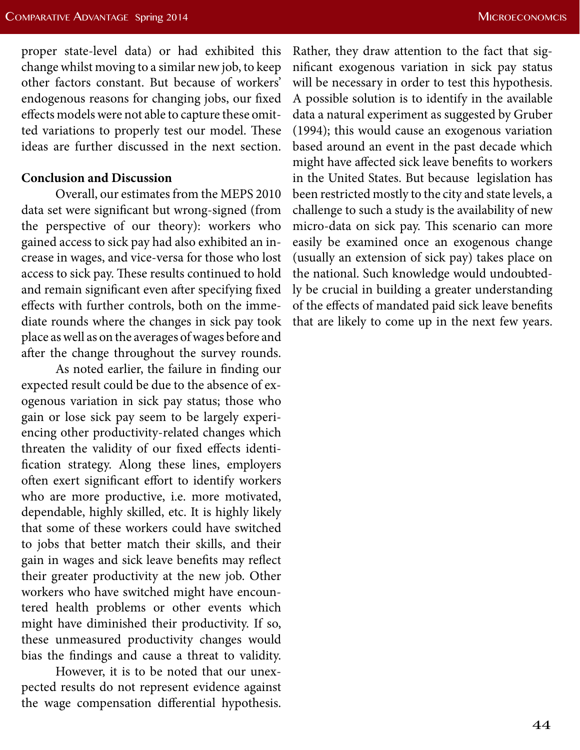proper state-level data) or had exhibited this change whilst moving to a similar new job, to keep other factors constant. But because of workers' endogenous reasons for changing jobs, our fixed effects models were not able to capture these omitted variations to properly test our model. These ideas are further discussed in the next section.

**Conclusion and Discussion**

Overall, our estimates from the MEPS 2010 data set were significant but wrong-signed (from the perspective of our theory): workers who gained access to sick pay had also exhibited an increase in wages, and vice-versa for those who lost access to sick pay. These results continued to hold and remain significant even after specifying fixed effects with further controls, both on the immediate rounds where the changes in sick pay took place as well as on the averages of wages before and after the change throughout the survey rounds.

As noted earlier, the failure in finding our expected result could be due to the absence of exogenous variation in sick pay status; those who gain or lose sick pay seem to be largely experiencing other productivity-related changes which threaten the validity of our fixed effects identification strategy. Along these lines, employers often exert significant effort to identify workers who are more productive, i.e. more motivated, dependable, highly skilled, etc. It is highly likely that some of these workers could have switched to jobs that better match their skills, and their gain in wages and sick leave benefits may reflect their greater productivity at the new job. Other workers who have switched might have encountered health problems or other events which might have diminished their productivity. If so, these unmeasured productivity changes would bias the findings and cause a threat to validity.

However, it is to be noted that our unexpected results do not represent evidence against the wage compensation differential hypothesis. Rather, they draw attention to the fact that significant exogenous variation in sick pay status will be necessary in order to test this hypothesis. A possible solution is to identify in the available data a natural experiment as suggested by Gruber (1994); this would cause an exogenous variation based around an event in the past decade which might have affected sick leave benefits to workers in the United States. But because legislation has been restricted mostly to the city and state levels, a challenge to such a study is the availability of new micro-data on sick pay. This scenario can more easily be examined once an exogenous change (usually an extension of sick pay) takes place on the national. Such knowledge would undoubtedly be crucial in building a greater understanding of the effects of mandated paid sick leave benefits that are likely to come up in the next few years.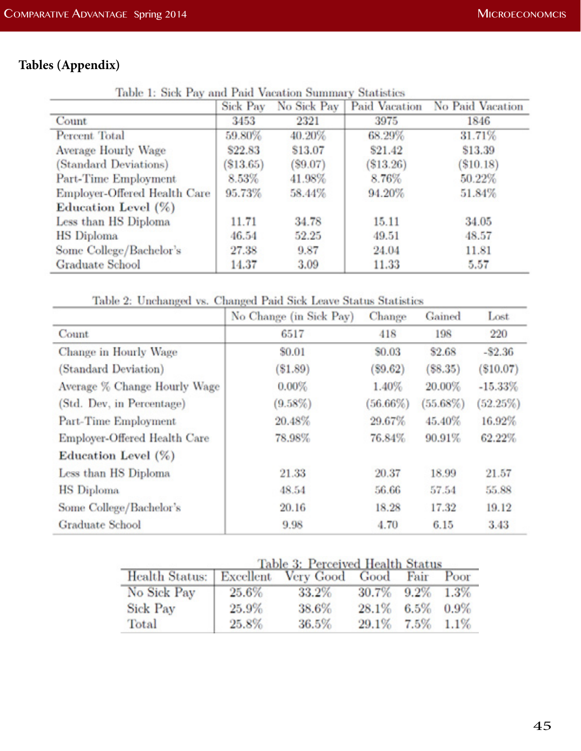## Tables (Appendix)

Table 1: Sick Pay and Paid Vacation Summary Statistics

| | Sick Pay | No Sick Pay | Paid Vacation | No Paid Vacation |
|---|---|---|---|---|
| Count | 3453 | 2321 | 3975 | 1846 |
| Percent Total | 59.80% | 40.20% | 68.29% | 31.71% |
| Average Hourly Wage | $22.83 | $13.07 | $21.42 | $13.39 |
| (Standard Deviations) | ($13.65) | ($9.07) | ($13.26) | ($10.18) |
| Part-Time Employment | 8.53% | 41.98% | 8.76% | 50.22% |
| Employer-Offered Health Care | 95.73% | 58.44% | 94.20% | 51.84% |
| **Education Level (%)** | | | | |
| Less than HS Diploma | 11.71 | 34.78 | 15.11 | 34.05 |
| HS Diploma | 46.54 | 52.25 | 49.51 | 48.57 |
| Some College/Bachelor's | 27.38 | 9.87 | 24.04 | 11.81 |
| Graduate School | 14.37 | 3.09 | 11.33 | 5.57 |

Table 2: Unchanged vs. Changed Paid Sick Leave Status Statistics

| | No Change (in Sick Pay) | Change | Gained | Lost |
|---|---|---|---|---|
| Count | 6517 | 418 | 198 | 220 |
| Change in Hourly Wage | $0.01 | $0.03 | $2.68 | -$2.36 |
| (Standard Deviation) | ($1.89) | ($9.62) | ($8.35) | ($10.07) |
| Average % Change Hourly Wage | 0.00% | 1.40% | 20.00% | -15.33% |
| (Std. Dev, in Percentage) | (9.58%) | (56.66%) | (55.68%) | (52.25%) |
| Part-Time Employment | 20.48% | 29.67% | 45.40% | 16.92% |
| Employer-Offered Health Care | 78.98% | 76.84% | 90.91% | 62.22% |
| **Education Level (%)** | | | | |
| Less than HS Diploma | 21.33 | 20.37 | 18.99 | 21.57 |
| HS Diploma | 48.54 | 56.66 | 57.54 | 55.88 |
| Some College/Bachelor's | 20.16 | 18.28 | 17.32 | 19.12 |
| Graduate School | 9.98 | 4.70 | 6.15 | 3.43 |

Table 3: Perceived Health Status

| Health Status: | Excellent | Very Good | Good | Fair | Poor |
|---|---|---|---|---|---|
| No Sick Pay | 25.6% | 33.2% | 30.7% | 9.2% | 1.3% |
| Sick Pay | 25.9% | 38.6% | 28.1% | 6.5% | 0.9% |
| Total | 25.8% | 36.5% | 29.1% | 7.5% | 1.1% |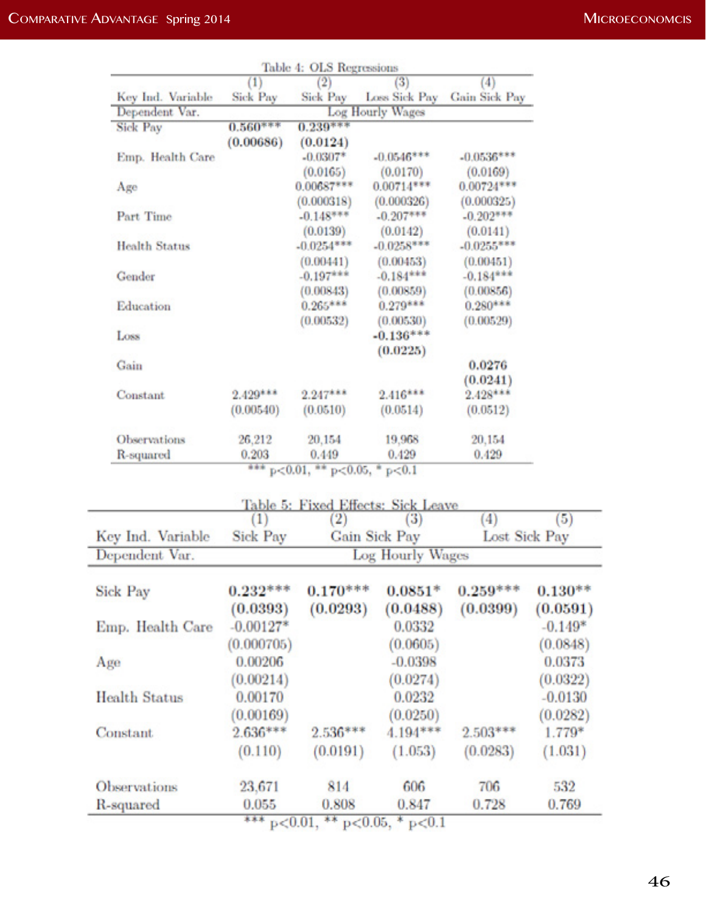Table 4: OLS Regressions

| | (1) | (2) | (3) | (4) |
|---|---|---|---|---|
| Key Ind. Variable | Sick Pay | Sick Pay | Loss Sick Pay | Gain Sick Pay |
| Dependent Var. | | Log Hourly Wages | | |
| Sick Pay | **0.560***** | **0.239***** | | |
| | **(0.00686)** | **(0.0124)** | | |
| Emp. Health Care | | -0.0307* | -0.0546*** | -0.0536*** |
| | | (0.0165) | (0.0170) | (0.0169) |
| Age | | 0.00687*** | 0.00714*** | 0.00724*** |
| | | (0.000318) | (0.000326) | (0.000325) |
| Part Time | | -0.148*** | -0.207*** | -0.202*** |
| | | (0.0139) | (0.0142) | (0.0141) |
| Health Status | | -0.0254*** | -0.0258*** | -0.0255*** |
| | | (0.00441) | (0.00453) | (0.00451) |
| Gender | | -0.197*** | -0.184*** | -0.184*** |
| | | (0.00843) | (0.00859) | (0.00856) |
| Education | | 0.265*** | 0.279*** | 0.280*** |
| | | (0.00532) | (0.00530) | (0.00529) |
| Loss | | | **-0.136***** | |
| | | | **(0.0225)** | |
| Gain | | | | **0.0276** |
| | | | | **(0.0241)** |
| Constant | 2.429*** | 2.247*** | 2.416*** | 2.428*** |
| | (0.00540) | (0.0510) | (0.0514) | (0.0512) |
| Observations | 26,212 | 20,154 | 19,968 | 20,154 |
| R-squared | 0.203 | 0.449 | 0.429 | 0.429 |

*** p<0.01, ** p<0.05, * p<0.1

Table 5: Fixed Effects: Sick Leave

| | (1) | (2) | (3) | (4) | (5) |
|---|---|---|---|---|---|
| Key Ind. Variable | Sick Pay | Gain Sick Pay | | Lost Sick Pay | |
| Dependent Var. | | | Log Hourly Wages | | |
| Sick Pay | **0.232***** | **0.170***** | **0.0851*** | **0.259***** | **0.130**** |
| | **(0.0393)** | **(0.0293)** | **(0.0488)** | **(0.0399)** | **(0.0591)** |
| Emp. Health Care | -0.00127* | | 0.0332 | | -0.149* |
| | (0.000705) | | (0.0605) | | (0.0848) |
| Age | 0.00206 | | -0.0398 | | 0.0373 |
| | (0.00214) | | (0.0274) | | (0.0322) |
| Health Status | 0.00170 | | 0.0232 | | -0.0130 |
| | (0.00169) | | (0.0250) | | (0.0282) |
| Constant | 2.636*** | 2.536*** | 4.194*** | 2.503*** | 1.779* |
| | (0.110) | (0.0191) | (1.053) | (0.0283) | (1.031) |
| Observations | 23,671 | 814 | 606 | 706 | 532 |
| R-squared | 0.055 | 0.808 | 0.847 | 0.728 | 0.769 |

*** p<0.01, ** p<0.05, * p<0.1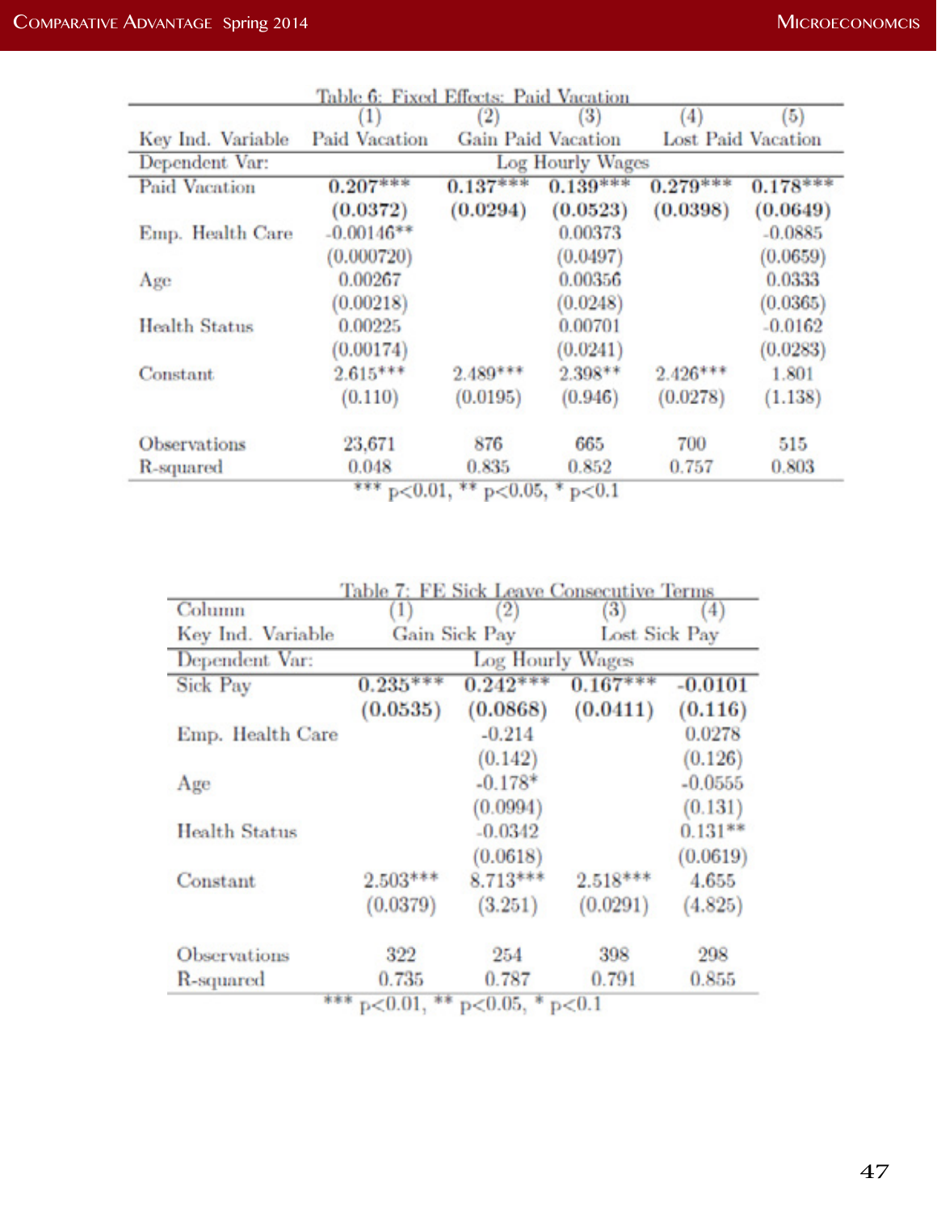Table 6: Fixed Effects: Paid Vacation

| | (1) | (2) | (3) | (4) | (5) |
|---|---|---|---|---|---|
| Key Ind. Variable | Paid Vacation | Gain Paid Vacation | | Lost Paid Vacation | |
| Dependent Var: | Log Hourly Wages | | | | |
| Paid Vacation | **0.207*****<br>**(0.0372)** | **0.137*****<br>**(0.0294)** | **0.139*****<br>**(0.0523)** | **0.279*****<br>**(0.0398)** | **0.178*****<br>**(0.0649)** |
| Emp. Health Care | -0.00146**<br>(0.000720) | | 0.00373<br>(0.0497) | | -0.0885<br>(0.0659) |
| Age | 0.00267<br>(0.00218) | | 0.00356<br>(0.0248) | | 0.0333<br>(0.0365) |
| Health Status | 0.00225<br>(0.00174) | | 0.00701<br>(0.0241) | | -0.0162<br>(0.0283) |
| Constant | 2.615***<br>(0.110) | 2.489***<br>(0.0195) | 2.398**<br>(0.946) | 2.426***<br>(0.0278) | 1.801<br>(1.138) |
| Observations | 23,671 | 876 | 665 | 700 | 515 |
| R-squared | 0.048 | 0.835 | 0.852 | 0.757 | 0.803 |

*** p<0.01, ** p<0.05, * p<0.1

Table 7: FE Sick Leave Consecutive Terms

| Column | (1) | (2) | (3) | (4) |
|---|---|---|---|---|
| Key Ind. Variable | Gain Sick Pay | | Lost Sick Pay | |
| Dependent Var: | Log Hourly Wages | | | |
| Sick Pay | **0.235*****<br>**(0.0535)** | **0.242*****<br>**(0.0868)** | **0.167*****<br>**(0.0411)** | **-0.0101**<br>**(0.116)** |
| Emp. Health Care | | -0.214<br>(0.142) | | 0.0278<br>(0.126) |
| Age | | -0.178*<br>(0.0994) | | -0.0555<br>(0.131) |
| Health Status | | -0.0342<br>(0.0618) | | 0.131**<br>(0.0619) |
| Constant | 2.503***<br>(0.0379) | 8.713***<br>(3.251) | 2.518***<br>(0.0291) | 4.655<br>(4.825) |
| Observations | 322 | 254 | 398 | 298 |
| R-squared | 0.735 | 0.787 | 0.791 | 0.855 |

*** p<0.01, ** p<0.05, * p<0.1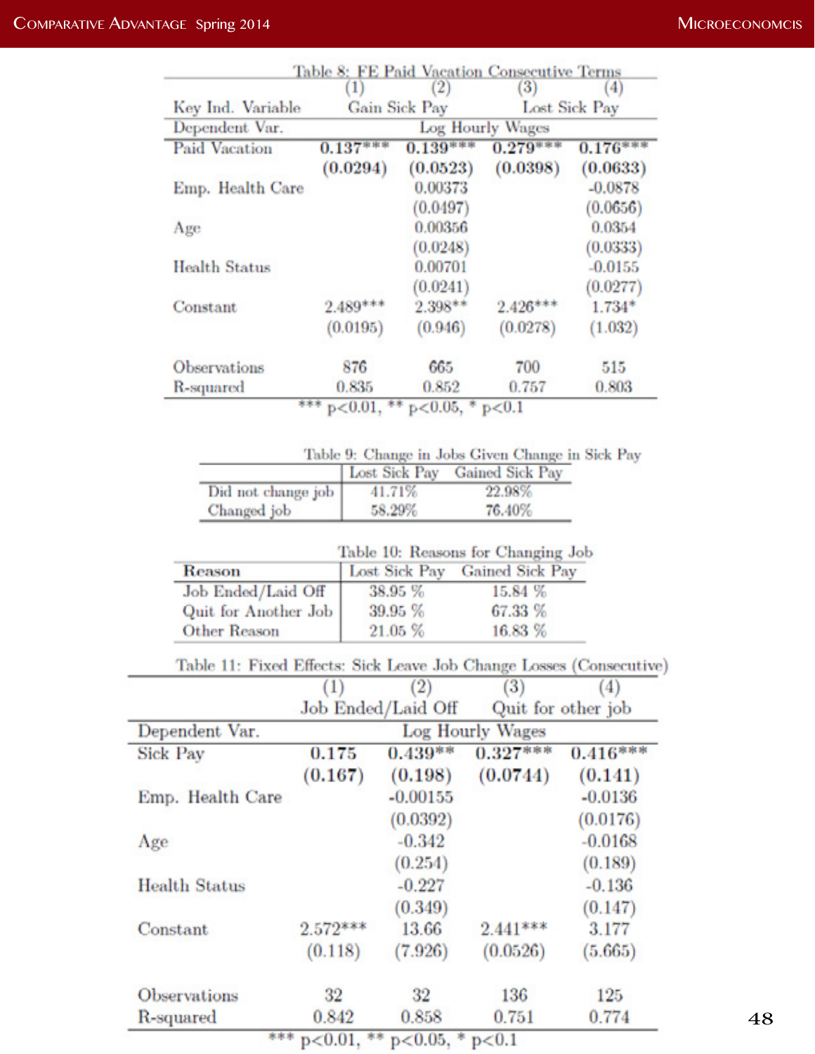Table 8: FE Paid Vacation Consecutive Terms

| | (1) | (2) | (3) | (4) |
|---|---|---|---|---|
| Key Ind. Variable | Gain Sick Pay | | Lost Sick Pay | |
| Dependent Var. | Log Hourly Wages | | | |
| Paid Vacation | **0.137*** ** | **0.139*** ** | **0.279*** ** | **0.176*** ** |
| | **(0.0294)** | **(0.0523)** | **(0.0398)** | **(0.0633)** |
| Emp. Health Care | | 0.00373 | | -0.0878 |
| | | (0.0497) | | (0.0656) |
| Age | | 0.00356 | | 0.0354 |
| | | (0.0248) | | (0.0333) |
| Health Status | | 0.00701 | | -0.0155 |
| | | (0.0241) | | (0.0277) |
| Constant | 2.489*** | 2.398** | 2.426*** | 1.734* |
| | (0.0195) | (0.946) | (0.0278) | (1.032) |
| Observations | 876 | 665 | 700 | 515 |
| R-squared | 0.835 | 0.852 | 0.757 | 0.803 |

*** p<0.01, ** p<0.05, * p<0.1

Table 9: Change in Jobs Given Change in Sick Pay

| | Lost Sick Pay | Gained Sick Pay |
|---|---|---|
| Did not change job | 41.71% | 22.98% |
| Changed job | 58.29% | 76.40% |

Table 10: Reasons for Changing Job

| Reason | Lost Sick Pay | Gained Sick Pay |
|---|---|---|
| Job Ended/Laid Off | 38.95 % | 15.84 % |
| Quit for Another Job | 39.95 % | 67.33 % |
| Other Reason | 21.05 % | 16.83 % |

Table 11: Fixed Effects: Sick Leave Job Change Losses (Consecutive)

| | (1) | (2) | (3) | (4) |
|---|---|---|---|---|
| | Job Ended/Laid Off | | Quit for other job | |
| Dependent Var. | Log Hourly Wages | | | |
| Sick Pay | **0.175** | **0.439** ** | **0.327*** ** | **0.416*** ** |
| | **(0.167)** | **(0.198)** | **(0.0744)** | **(0.141)** |
| Emp. Health Care | | -0.00155 | | -0.0136 |
| | | (0.0392) | | (0.0176) |
| Age | | -0.342 | | -0.0168 |
| | | (0.254) | | (0.189) |
| Health Status | | -0.227 | | -0.136 |
| | | (0.349) | | (0.147) |
| Constant | 2.572*** | 13.66 | 2.441*** | 3.177 |
| | (0.118) | (7.926) | (0.0526) | (5.665) |
| Observations | 32 | 32 | 136 | 125 |
| R-squared | 0.842 | 0.858 | 0.751 | 0.774 |

*** p<0.01, ** p<0.05, * p<0.1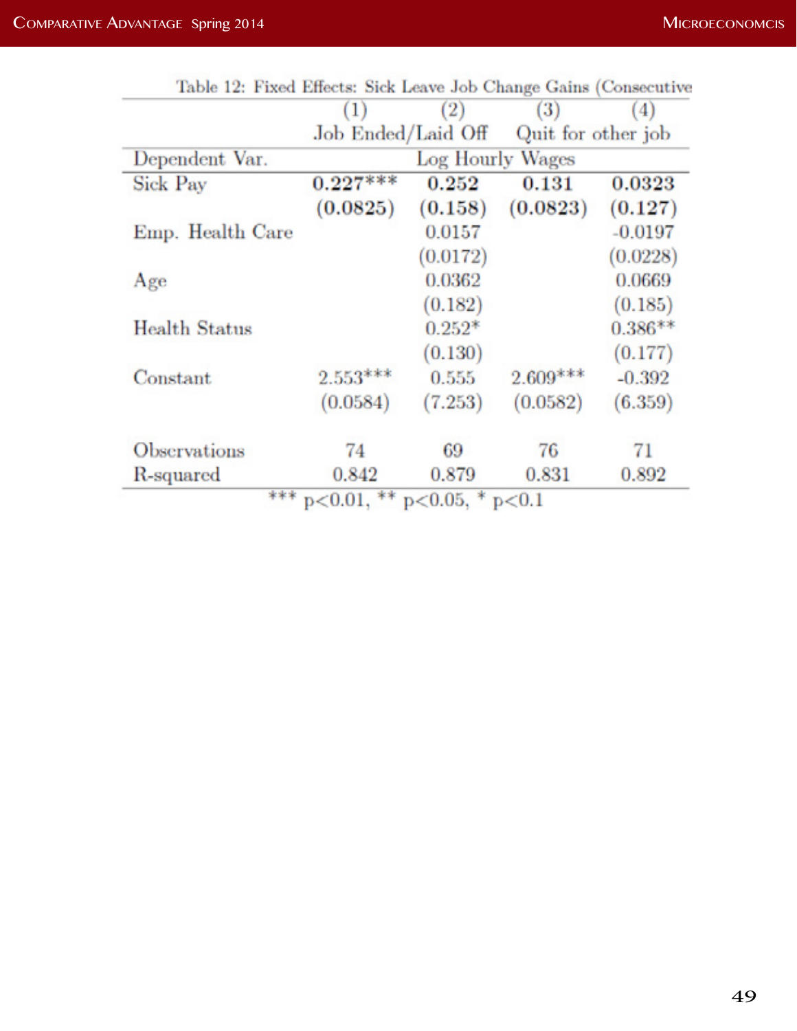Table 12: Fixed Effects: Sick Leave Job Change Gains (Consecutive

| | (1) | (2) | (3) | (4) |
|---|---|---|---|---|
| | Job Ended/Laid Off | | Quit for other job | |
| Dependent Var. | Log Hourly Wages | | | |
| Sick Pay | **0.227*** ** | **0.252** | **0.131** | **0.0323** |
| | **(0.0825)** | **(0.158)** | **(0.0823)** | **(0.127)** |
| Emp. Health Care | | 0.0157 | | -0.0197 |
| | | (0.0172) | | (0.0228) |
| Age | | 0.0362 | | 0.0669 |
| | | (0.182) | | (0.185) |
| Health Status | | 0.252* | | 0.386** |
| | | (0.130) | | (0.177) |
| Constant | 2.553*** | 0.555 | 2.609*** | -0.392 |
| | (0.0584) | (7.253) | (0.0582) | (6.359) |
| Observations | 74 | 69 | 76 | 71 |
| R-squared | 0.842 | 0.879 | 0.831 | 0.892 |

*** p<0.01, ** p<0.05, * p<0.1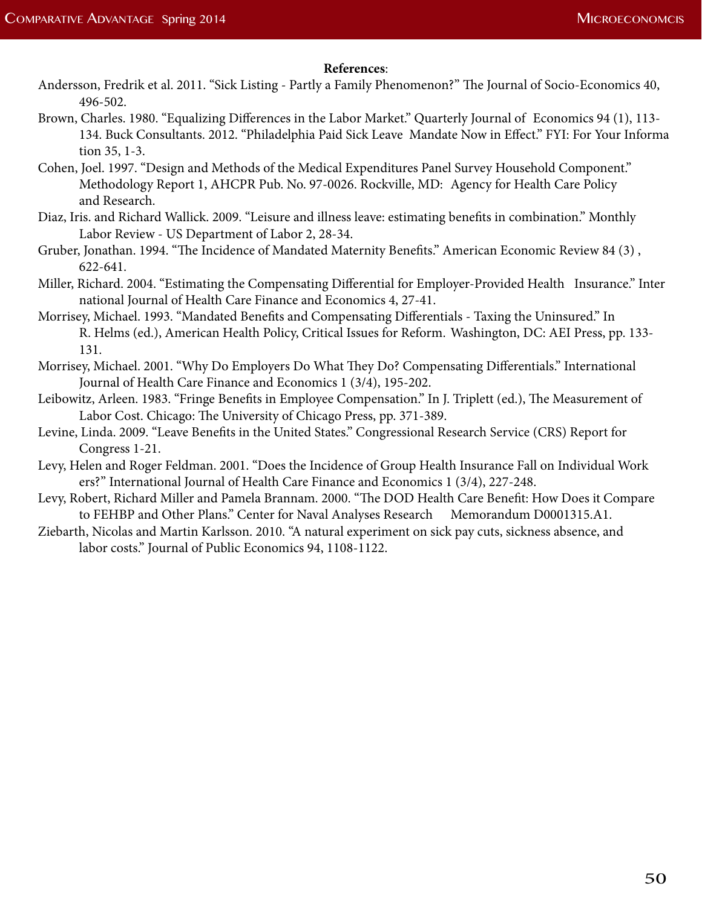**References**:

Andersson, Fredrik et al. 2011. "Sick Listing - Partly a Family Phenomenon?" The Journal of Socio-Economics 40, 496-502.

Brown, Charles. 1980. "Equalizing Differences in the Labor Market." Quarterly Journal of Economics 94 (1), 113-134. Buck Consultants. 2012. "Philadelphia Paid Sick Leave Mandate Now in Effect." FYI: For Your Information 35, 1-3.

Cohen, Joel. 1997. "Design and Methods of the Medical Expenditures Panel Survey Household Component." Methodology Report 1, AHCPR Pub. No. 97-0026. Rockville, MD: Agency for Health Care Policy and Research.

Diaz, Iris. and Richard Wallick. 2009. "Leisure and illness leave: estimating benefits in combination." Monthly Labor Review - US Department of Labor 2, 28-34.

Gruber, Jonathan. 1994. "The Incidence of Mandated Maternity Benefits." American Economic Review 84 (3), 622-641.

Miller, Richard. 2004. "Estimating the Compensating Differential for Employer-Provided Health Insurance." International Journal of Health Care Finance and Economics 4, 27-41.

Morrisey, Michael. 1993. "Mandated Benefits and Compensating Differentials - Taxing the Uninsured." In R. Helms (ed.), American Health Policy, Critical Issues for Reform. Washington, DC: AEI Press, pp. 133-131.

Morrisey, Michael. 2001. "Why Do Employers Do What They Do? Compensating Differentials." International Journal of Health Care Finance and Economics 1 (3/4), 195-202.

Leibowitz, Arleen. 1983. "Fringe Benefits in Employee Compensation." In J. Triplett (ed.), The Measurement of Labor Cost. Chicago: The University of Chicago Press, pp. 371-389.

Levine, Linda. 2009. "Leave Benefits in the United States." Congressional Research Service (CRS) Report for Congress 1-21.

Levy, Helen and Roger Feldman. 2001. "Does the Incidence of Group Health Insurance Fall on Individual Workers?" International Journal of Health Care Finance and Economics 1 (3/4), 227-248.

Levy, Robert, Richard Miller and Pamela Brannam. 2000. "The DOD Health Care Benefit: How Does it Compare to FEHBP and Other Plans." Center for Naval Analyses Research Memorandum D0001315.A1.

Ziebarth, Nicolas and Martin Karlsson. 2010. "A natural experiment on sick pay cuts, sickness absence, and labor costs." Journal of Public Economics 94, 1108-1122.